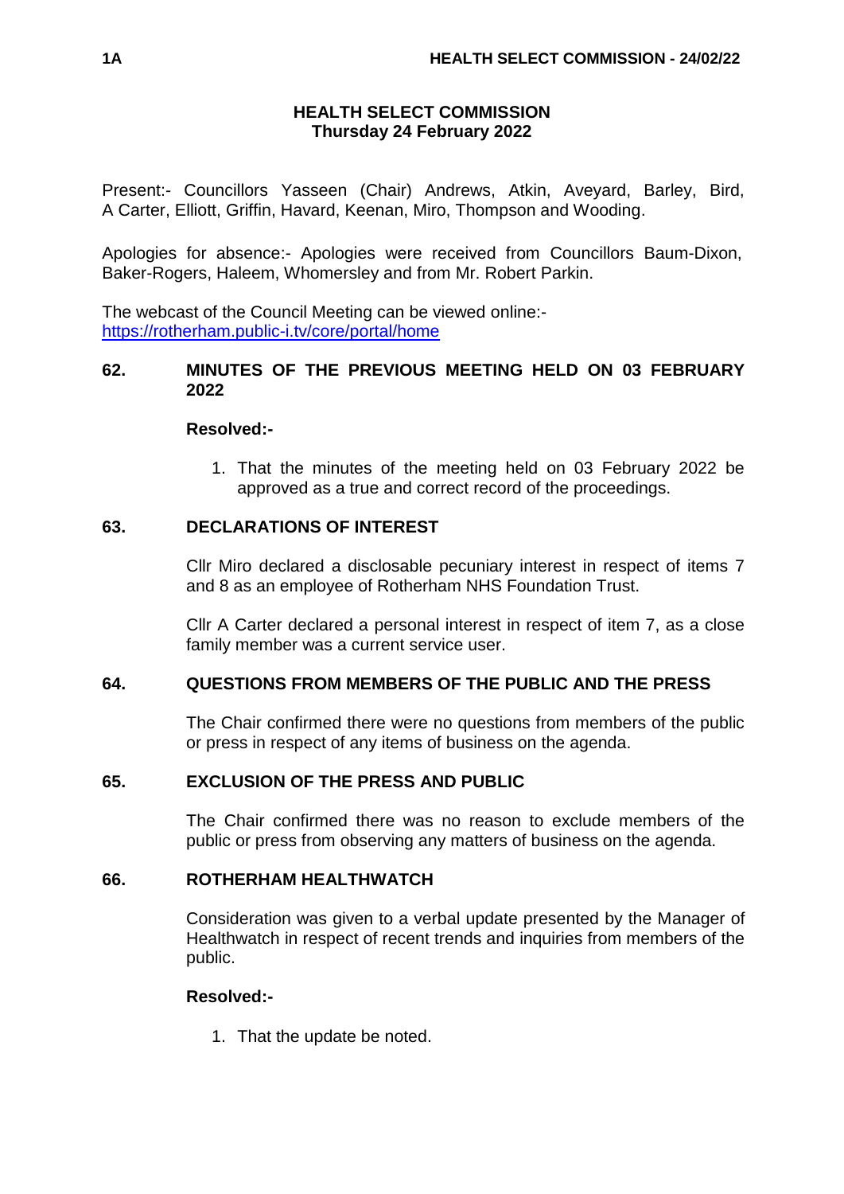# HEALTH SELECT COMMISSION
## Thursday 24 February 2022

Present:- Councillors Yasseen (Chair) Andrews, Atkin, Aveyard, Barley, Bird, A Carter, Elliott, Griffin, Havard, Keenan, Miro, Thompson and Wooding.

Apologies for absence:- Apologies were received from Councillors Baum-Dixon, Baker-Rogers, Haleem, Whomersley and from Mr. Robert Parkin.

The webcast of the Council Meeting can be viewed online:- https://rotherham.public-i.tv/core/portal/home

### 62. MINUTES OF THE PREVIOUS MEETING HELD ON 03 FEBRUARY 2022

**Resolved:-**

1. That the minutes of the meeting held on 03 February 2022 be approved as a true and correct record of the proceedings.

### 63. DECLARATIONS OF INTEREST

Cllr Miro declared a disclosable pecuniary interest in respect of items 7 and 8 as an employee of Rotherham NHS Foundation Trust.

Cllr A Carter declared a personal interest in respect of item 7, as a close family member was a current service user.

### 64. QUESTIONS FROM MEMBERS OF THE PUBLIC AND THE PRESS

The Chair confirmed there were no questions from members of the public or press in respect of any items of business on the agenda.

### 65. EXCLUSION OF THE PRESS AND PUBLIC

The Chair confirmed there was no reason to exclude members of the public or press from observing any matters of business on the agenda.

### 66. ROTHERHAM HEALTHWATCH

Consideration was given to a verbal update presented by the Manager of Healthwatch in respect of recent trends and inquiries from members of the public.

**Resolved:-**

1. That the update be noted.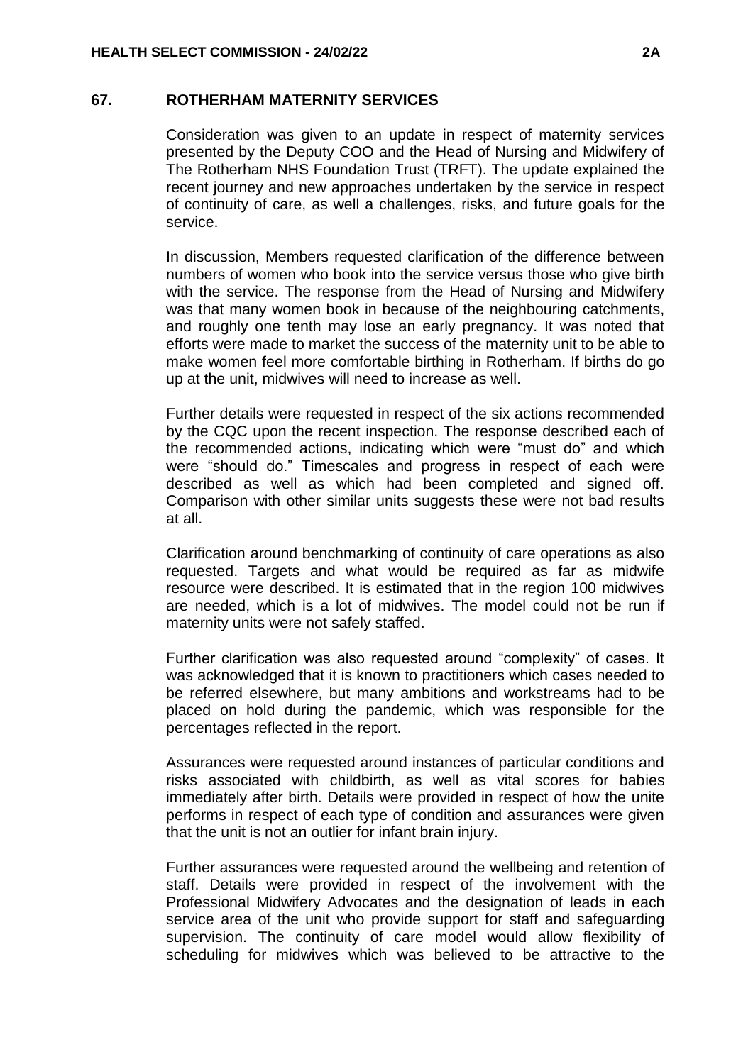## 67. ROTHERHAM MATERNITY SERVICES

Consideration was given to an update in respect of maternity services presented by the Deputy COO and the Head of Nursing and Midwifery of The Rotherham NHS Foundation Trust (TRFT). The update explained the recent journey and new approaches undertaken by the service in respect of continuity of care, as well a challenges, risks, and future goals for the service.

In discussion, Members requested clarification of the difference between numbers of women who book into the service versus those who give birth with the service. The response from the Head of Nursing and Midwifery was that many women book in because of the neighbouring catchments, and roughly one tenth may lose an early pregnancy. It was noted that efforts were made to market the success of the maternity unit to be able to make women feel more comfortable birthing in Rotherham. If births do go up at the unit, midwives will need to increase as well.

Further details were requested in respect of the six actions recommended by the CQC upon the recent inspection. The response described each of the recommended actions, indicating which were "must do" and which were "should do." Timescales and progress in respect of each were described as well as which had been completed and signed off. Comparison with other similar units suggests these were not bad results at all.

Clarification around benchmarking of continuity of care operations as also requested. Targets and what would be required as far as midwife resource were described. It is estimated that in the region 100 midwives are needed, which is a lot of midwives. The model could not be run if maternity units were not safely staffed.

Further clarification was also requested around "complexity" of cases. It was acknowledged that it is known to practitioners which cases needed to be referred elsewhere, but many ambitions and workstreams had to be placed on hold during the pandemic, which was responsible for the percentages reflected in the report.

Assurances were requested around instances of particular conditions and risks associated with childbirth, as well as vital scores for babies immediately after birth. Details were provided in respect of how the unite performs in respect of each type of condition and assurances were given that the unit is not an outlier for infant brain injury.

Further assurances were requested around the wellbeing and retention of staff. Details were provided in respect of the involvement with the Professional Midwifery Advocates and the designation of leads in each service area of the unit who provide support for staff and safeguarding supervision. The continuity of care model would allow flexibility of scheduling for midwives which was believed to be attractive to the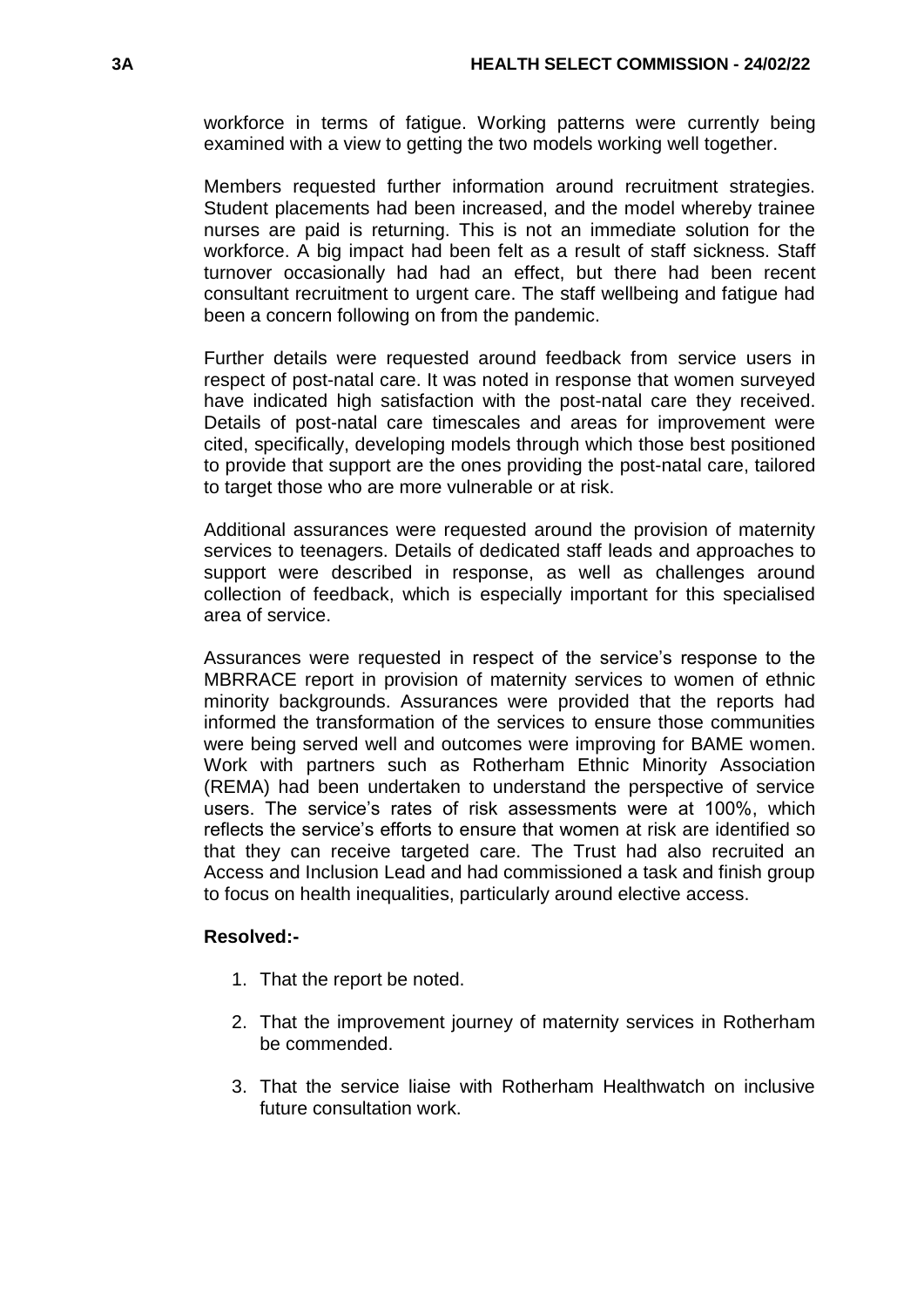workforce in terms of fatigue. Working patterns were currently being examined with a view to getting the two models working well together.

Members requested further information around recruitment strategies. Student placements had been increased, and the model whereby trainee nurses are paid is returning. This is not an immediate solution for the workforce. A big impact had been felt as a result of staff sickness. Staff turnover occasionally had had an effect, but there had been recent consultant recruitment to urgent care. The staff wellbeing and fatigue had been a concern following on from the pandemic.

Further details were requested around feedback from service users in respect of post-natal care. It was noted in response that women surveyed have indicated high satisfaction with the post-natal care they received. Details of post-natal care timescales and areas for improvement were cited, specifically, developing models through which those best positioned to provide that support are the ones providing the post-natal care, tailored to target those who are more vulnerable or at risk.

Additional assurances were requested around the provision of maternity services to teenagers. Details of dedicated staff leads and approaches to support were described in response, as well as challenges around collection of feedback, which is especially important for this specialised area of service.

Assurances were requested in respect of the service's response to the MBRRACE report in provision of maternity services to women of ethnic minority backgrounds. Assurances were provided that the reports had informed the transformation of the services to ensure those communities were being served well and outcomes were improving for BAME women. Work with partners such as Rotherham Ethnic Minority Association (REMA) had been undertaken to understand the perspective of service users. The service's rates of risk assessments were at 100%, which reflects the service's efforts to ensure that women at risk are identified so that they can receive targeted care. The Trust had also recruited an Access and Inclusion Lead and had commissioned a task and finish group to focus on health inequalities, particularly around elective access.

**Resolved:-**

1. That the report be noted.

2. That the improvement journey of maternity services in Rotherham be commended.

3. That the service liaise with Rotherham Healthwatch on inclusive future consultation work.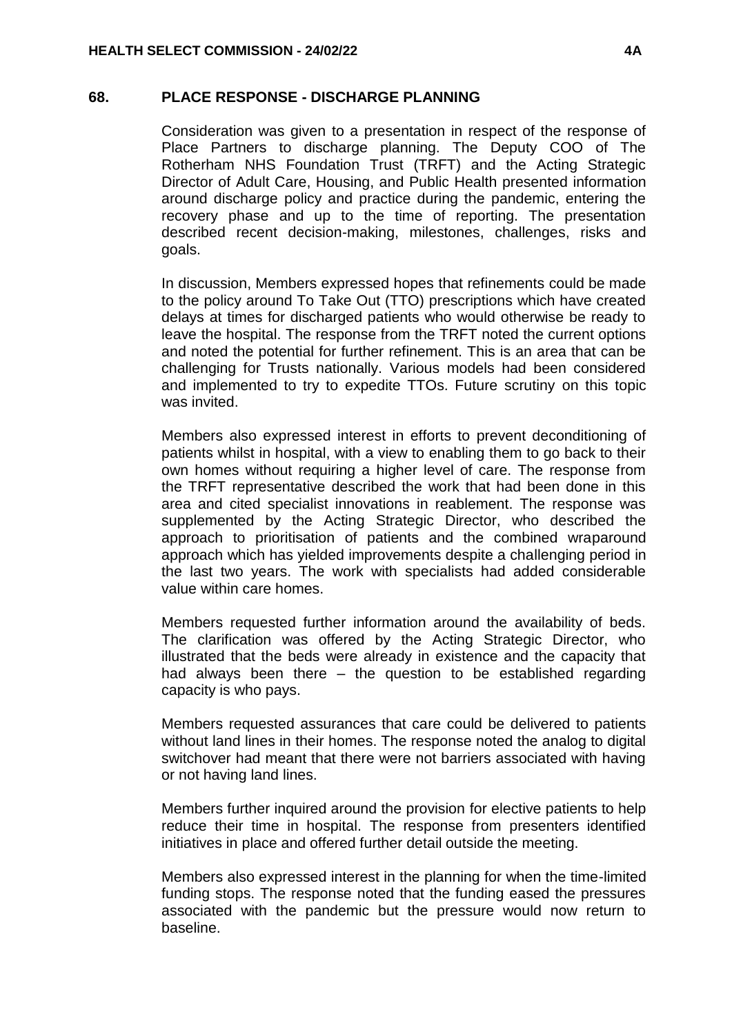## 68. PLACE RESPONSE - DISCHARGE PLANNING

Consideration was given to a presentation in respect of the response of Place Partners to discharge planning. The Deputy COO of The Rotherham NHS Foundation Trust (TRFT) and the Acting Strategic Director of Adult Care, Housing, and Public Health presented information around discharge policy and practice during the pandemic, entering the recovery phase and up to the time of reporting. The presentation described recent decision-making, milestones, challenges, risks and goals.

In discussion, Members expressed hopes that refinements could be made to the policy around To Take Out (TTO) prescriptions which have created delays at times for discharged patients who would otherwise be ready to leave the hospital. The response from the TRFT noted the current options and noted the potential for further refinement. This is an area that can be challenging for Trusts nationally. Various models had been considered and implemented to try to expedite TTOs. Future scrutiny on this topic was invited.

Members also expressed interest in efforts to prevent deconditioning of patients whilst in hospital, with a view to enabling them to go back to their own homes without requiring a higher level of care. The response from the TRFT representative described the work that had been done in this area and cited specialist innovations in reablement. The response was supplemented by the Acting Strategic Director, who described the approach to prioritisation of patients and the combined wraparound approach which has yielded improvements despite a challenging period in the last two years. The work with specialists had added considerable value within care homes.

Members requested further information around the availability of beds. The clarification was offered by the Acting Strategic Director, who illustrated that the beds were already in existence and the capacity that had always been there – the question to be established regarding capacity is who pays.

Members requested assurances that care could be delivered to patients without land lines in their homes. The response noted the analog to digital switchover had meant that there were not barriers associated with having or not having land lines.

Members further inquired around the provision for elective patients to help reduce their time in hospital. The response from presenters identified initiatives in place and offered further detail outside the meeting.

Members also expressed interest in the planning for when the time-limited funding stops. The response noted that the funding eased the pressures associated with the pandemic but the pressure would now return to baseline.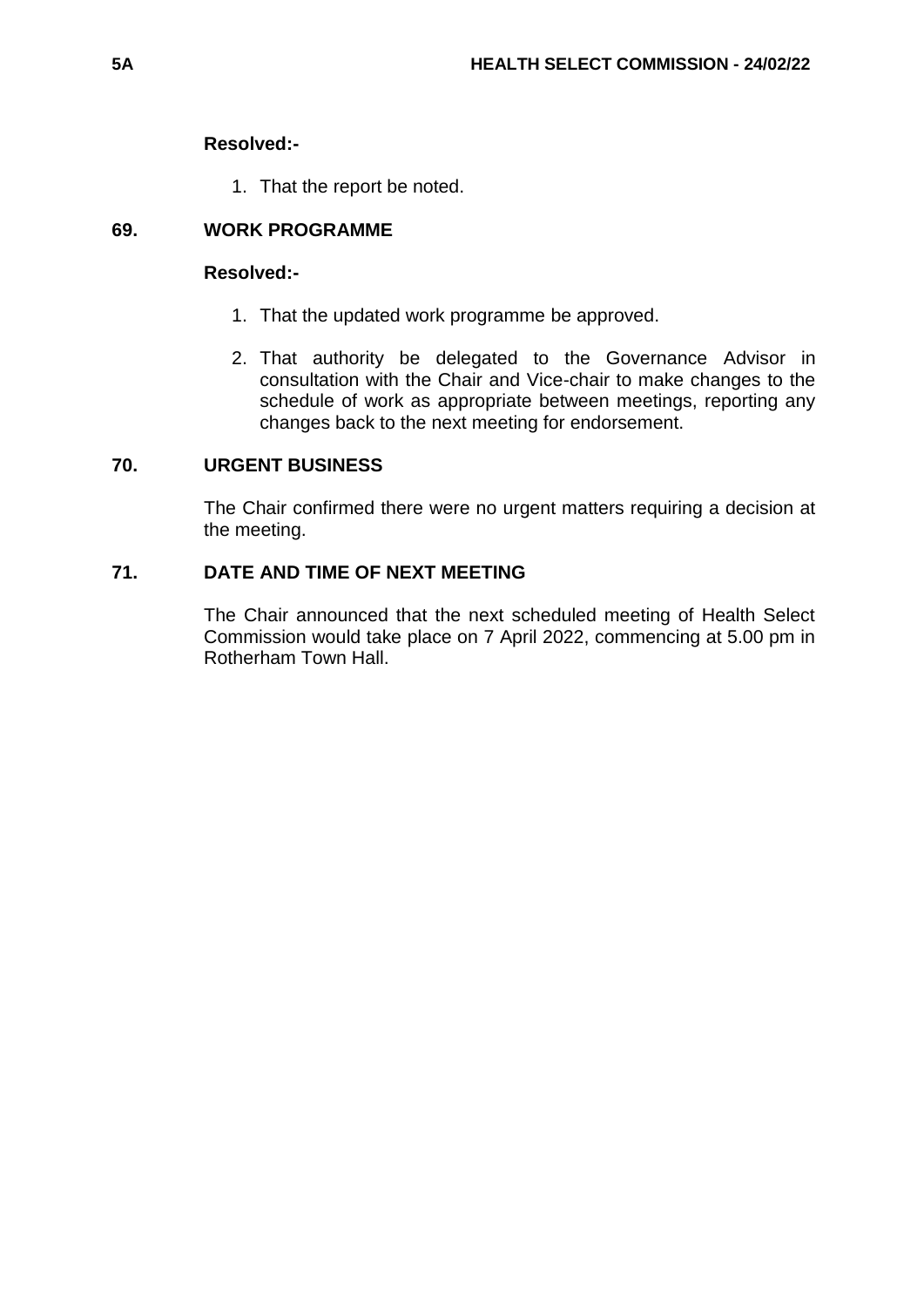**Resolved:-**

1. That the report be noted.

## 69. WORK PROGRAMME

**Resolved:-**

1. That the updated work programme be approved.

2. That authority be delegated to the Governance Advisor in consultation with the Chair and Vice-chair to make changes to the schedule of work as appropriate between meetings, reporting any changes back to the next meeting for endorsement.

## 70. URGENT BUSINESS

The Chair confirmed there were no urgent matters requiring a decision at the meeting.

## 71. DATE AND TIME OF NEXT MEETING

The Chair announced that the next scheduled meeting of Health Select Commission would take place on 7 April 2022, commencing at 5.00 pm in Rotherham Town Hall.